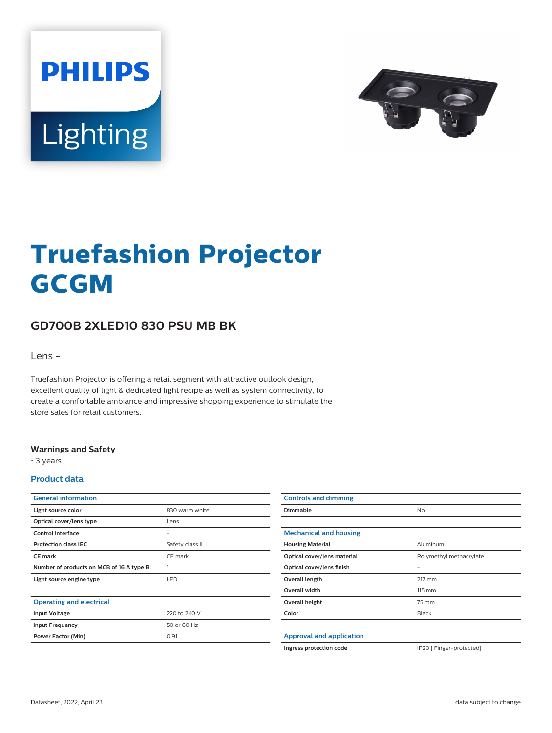# Truefashion Projector GCGM

## GD700B 2XLED10 830 PSU MB BK

Lens -

Truefashion Projector is offering a retail segment with attractive outlook design, excellent quality of light & dedicated light recipe as well as system connectivity, to create a comfortable ambiance and impressive shopping experience to stimulate the store sales for retail customers.

### Warnings and Safety

- 3 years

### Product data

| General information | |
|---|---|
| Light source color | 830 warm white |
| Optical cover/lens type | Lens |
| Control interface | - |
| Protection class IEC | Safety class II |
| CE mark | CE mark |
| Number of products on MCB of 16 A type B | 1 |
| Light source engine type | LED |

| Operating and electrical | |
|---|---|
| Input Voltage | 220 to 240 V |
| Input Frequency | 50 or 60 Hz |
| Power Factor (Min) | 0.91 |

| Controls and dimming | |
|---|---|
| Dimmable | No |

| Mechanical and housing | |
|---|---|
| Housing Material | Aluminum |
| Optical cover/lens material | Polymethyl methacrylate |
| Optical cover/lens finish | - |
| Overall length | 217 mm |
| Overall width | 115 mm |
| Overall height | 75 mm |
| Color | Black |

| Approval and application | |
|---|---|
| Ingress protection code | IP20 [ Finger-protected] |

Datasheet, 2022, April 23

data subject to change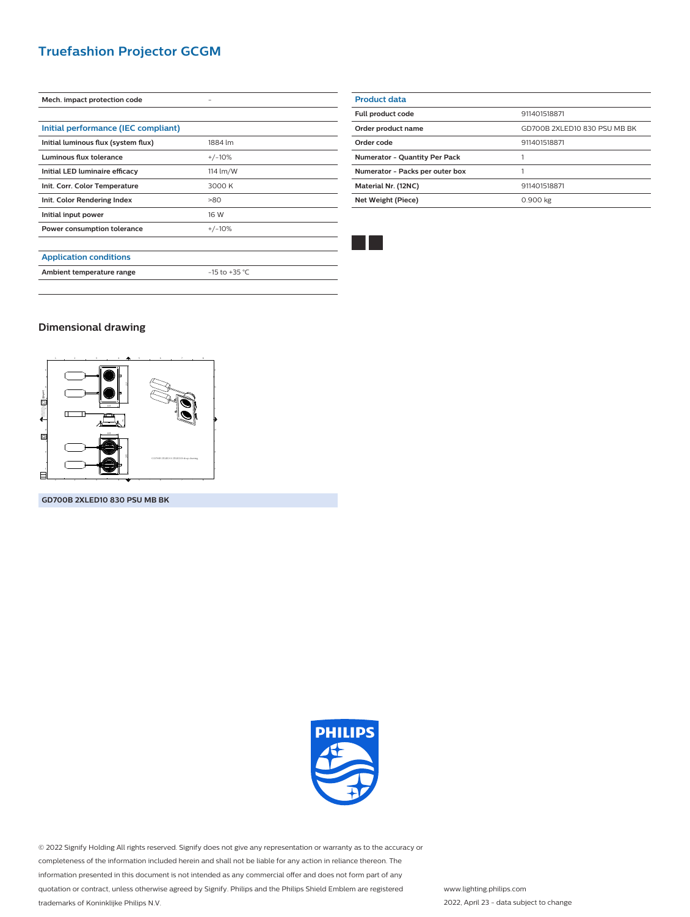# Truefashion Projector GCGM

| | |
|---|---|
| Mech. impact protection code | - |

## Initial performance (IEC compliant)

| | |
|---|---|
| Initial luminous flux (system flux) | 1884 lm |
| Luminous flux tolerance | +/-10% |
| Initial LED luminaire efficacy | 114 lm/W |
| Init. Corr. Color Temperature | 3000 K |
| Init. Color Rendering Index | >80 |
| Initial input power | 16 W |
| Power consumption tolerance | +/-10% |

## Application conditions

| | |
|---|---|
| Ambient temperature range | -15 to +35 °C |

## Product data

| | |
|---|---|
| Full product code | 911401518871 |
| Order product name | GD700B 2XLED10 830 PSU MB BK |
| Order code | 911401518871 |
| Numerator - Quantity Per Pack | 1 |
| Numerator - Packs per outer box | 1 |
| Material Nr. (12NC) | 911401518871 |
| Net Weight (Piece) | 0.900 kg |

## Dimensional drawing

GD700B 2XLED10 830 PSU MB BK

© 2022 Signify Holding All rights reserved. Signify does not give any representation or warranty as to the accuracy or completeness of the information included herein and shall not be liable for any action in reliance thereon. The information presented in this document is not intended as any commercial offer and does not form part of any quotation or contract, unless otherwise agreed by Signify. Philips and the Philips Shield Emblem are registered trademarks of Koninklijke Philips N.V.

www.lighting.philips.com

2022, April 23 - data subject to change